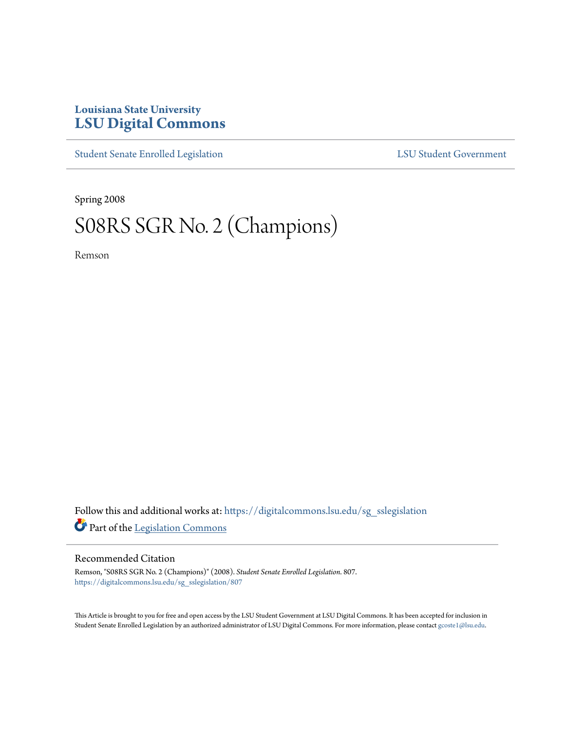Louisiana State University

# LSU Digital Commons

Student Senate Enrolled Legislation | LSU Student Government

Spring 2008

# S08RS SGR No. 2 (Champions)

Remson

Follow this and additional works at: https://digitalcommons.lsu.edu/sg_sslegislation

Part of the Legislation Commons

## Recommended Citation

Remson, "S08RS SGR No. 2 (Champions)" (2008). *Student Senate Enrolled Legislation*. 807.
https://digitalcommons.lsu.edu/sg_sslegislation/807

This Article is brought to you for free and open access by the LSU Student Government at LSU Digital Commons. It has been accepted for inclusion in Student Senate Enrolled Legislation by an authorized administrator of LSU Digital Commons. For more information, please contact gcoste1@lsu.edu.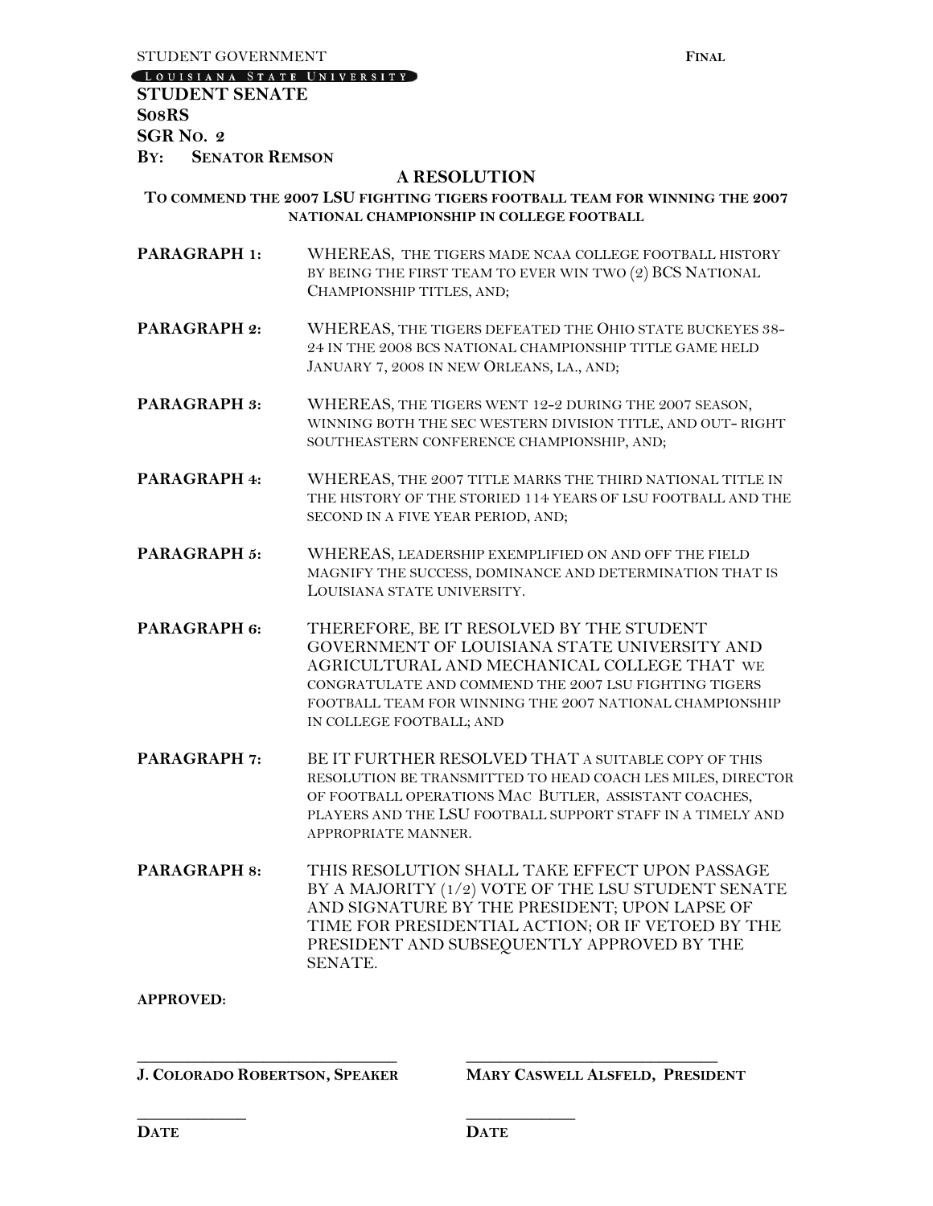STUDENT GOVERNMENT **FINAL**

LOUISIANA STATE UNIVERSITY

**STUDENT SENATE**
**S08RS**
**SGR NO. 2**
**BY: SENATOR REMSON**

## A RESOLUTION

**TO COMMEND THE 2007 LSU FIGHTING TIGERS FOOTBALL TEAM FOR WINNING THE 2007 NATIONAL CHAMPIONSHIP IN COLLEGE FOOTBALL**

**PARAGRAPH 1:** WHEREAS, THE TIGERS MADE NCAA COLLEGE FOOTBALL HISTORY BY BEING THE FIRST TEAM TO EVER WIN TWO (2) BCS NATIONAL CHAMPIONSHIP TITLES, AND;

**PARAGRAPH 2:** WHEREAS, THE TIGERS DEFEATED THE OHIO STATE BUCKEYES 38-24 IN THE 2008 BCS NATIONAL CHAMPIONSHIP TITLE GAME HELD JANUARY 7, 2008 IN NEW ORLEANS, LA., AND;

**PARAGRAPH 3:** WHEREAS, THE TIGERS WENT 12-2 DURING THE 2007 SEASON, WINNING BOTH THE SEC WESTERN DIVISION TITLE, AND OUT- RIGHT SOUTHEASTERN CONFERENCE CHAMPIONSHIP, AND;

**PARAGRAPH 4:** WHEREAS, THE 2007 TITLE MARKS THE THIRD NATIONAL TITLE IN THE HISTORY OF THE STORIED 114 YEARS OF LSU FOOTBALL AND THE SECOND IN A FIVE YEAR PERIOD, AND;

**PARAGRAPH 5:** WHEREAS, LEADERSHIP EXEMPLIFIED ON AND OFF THE FIELD MAGNIFY THE SUCCESS, DOMINANCE AND DETERMINATION THAT IS LOUISIANA STATE UNIVERSITY.

**PARAGRAPH 6:** THEREFORE, BE IT RESOLVED BY THE STUDENT GOVERNMENT OF LOUISIANA STATE UNIVERSITY AND AGRICULTURAL AND MECHANICAL COLLEGE THAT WE CONGRATULATE AND COMMEND THE 2007 LSU FIGHTING TIGERS FOOTBALL TEAM FOR WINNING THE 2007 NATIONAL CHAMPIONSHIP IN COLLEGE FOOTBALL; AND

**PARAGRAPH 7:** BE IT FURTHER RESOLVED THAT A SUITABLE COPY OF THIS RESOLUTION BE TRANSMITTED TO HEAD COACH LES MILES, DIRECTOR OF FOOTBALL OPERATIONS MAC BUTLER, ASSISTANT COACHES, PLAYERS AND THE LSU FOOTBALL SUPPORT STAFF IN A TIMELY AND APPROPRIATE MANNER.

**PARAGRAPH 8:** THIS RESOLUTION SHALL TAKE EFFECT UPON PASSAGE BY A MAJORITY (1/2) VOTE OF THE LSU STUDENT SENATE AND SIGNATURE BY THE PRESIDENT; UPON LAPSE OF TIME FOR PRESIDENTIAL ACTION; OR IF VETOED BY THE PRESIDENT AND SUBSEQUENTLY APPROVED BY THE SENATE.

**APPROVED:**

______________________________ ______________________________

**J. COLORADO ROBERTSON, SPEAKER** **MARY CASWELL ALSFELD, PRESIDENT**

____________ ____________

**DATE** **DATE**